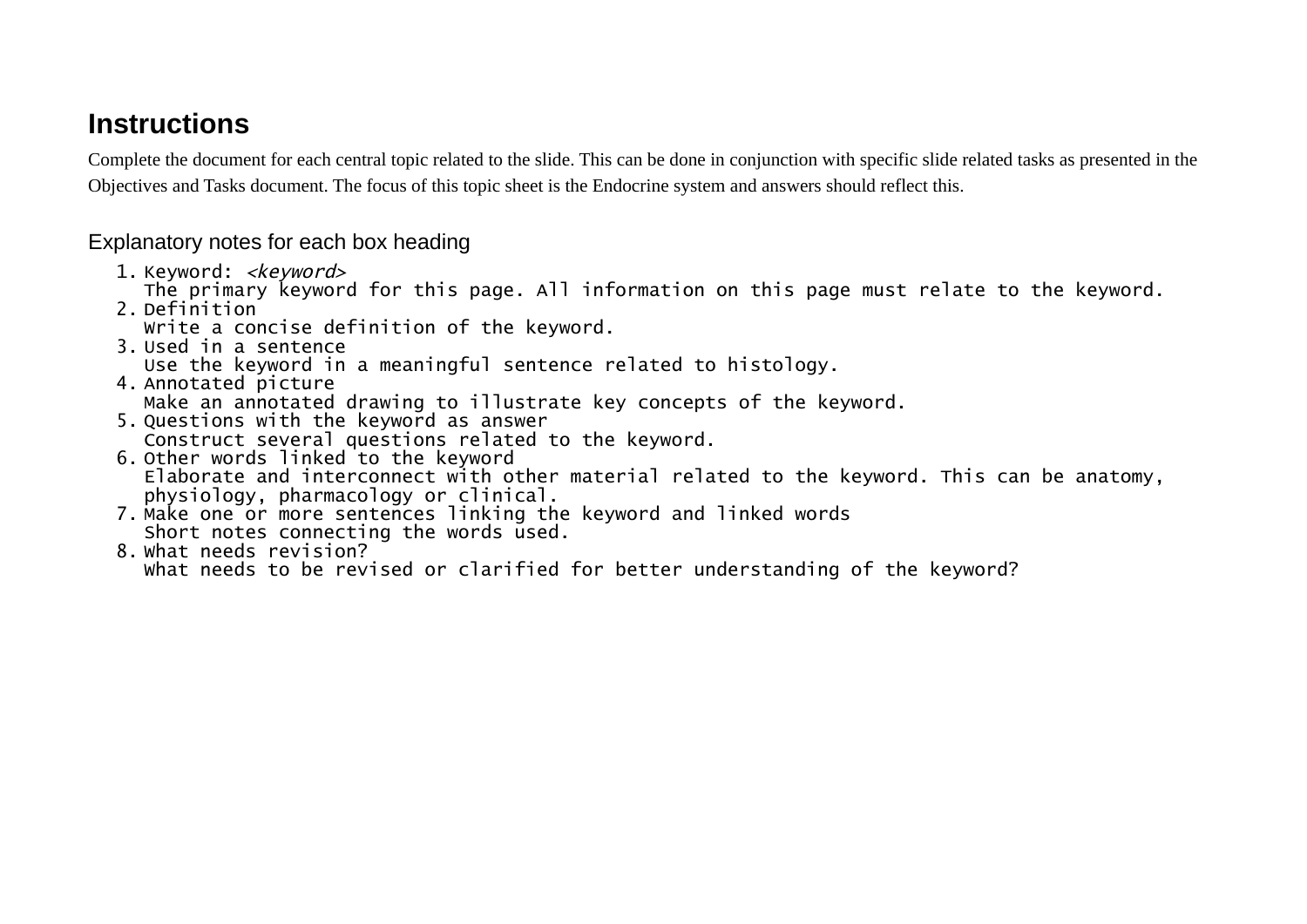## Instructions

Complete the document for each central topic related to the slide. This can be done in conjunction with specific slide related tasks as presented in the Objectives and Tasks document. The focus of this topic sheet is the Endocrine system and answers should reflect this.

### Explanatory notes for each box heading

1. Keyword: *<keyword>*
   The primary keyword for this page. All information on this page must relate to the keyword.
2. Definition
   Write a concise definition of the keyword.
3. Used in a sentence
   Use the keyword in a meaningful sentence related to histology.
4. Annotated picture
   Make an annotated drawing to illustrate key concepts of the keyword.
5. Questions with the keyword as answer
   Construct several questions related to the keyword.
6. Other words linked to the keyword
   Elaborate and interconnect with other material related to the keyword. This can be anatomy, physiology, pharmacology or clinical.
7. Make one or more sentences linking the keyword and linked words
   Short notes connecting the words used.
8. What needs revision?
   What needs to be revised or clarified for better understanding of the keyword?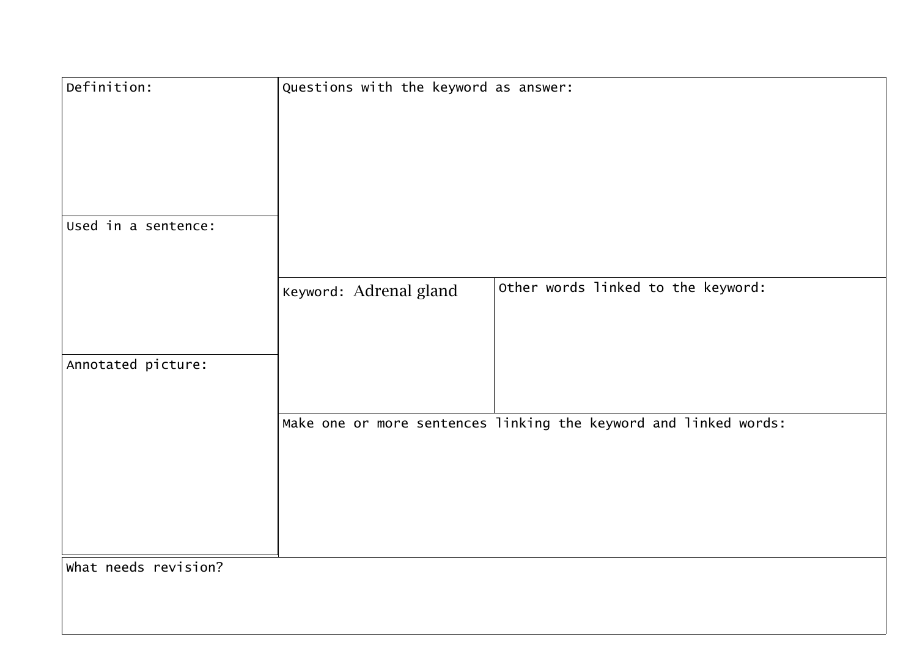| Definition: | Questions with the keyword as answer: | |
|---|---|---|
| Used in a sentence: | | |
| | Keyword: Adrenal gland | Other words linked to the keyword: |
| Annotated picture: | Make one or more sentences linking the keyword and linked words: | |
| What needs revision? | | |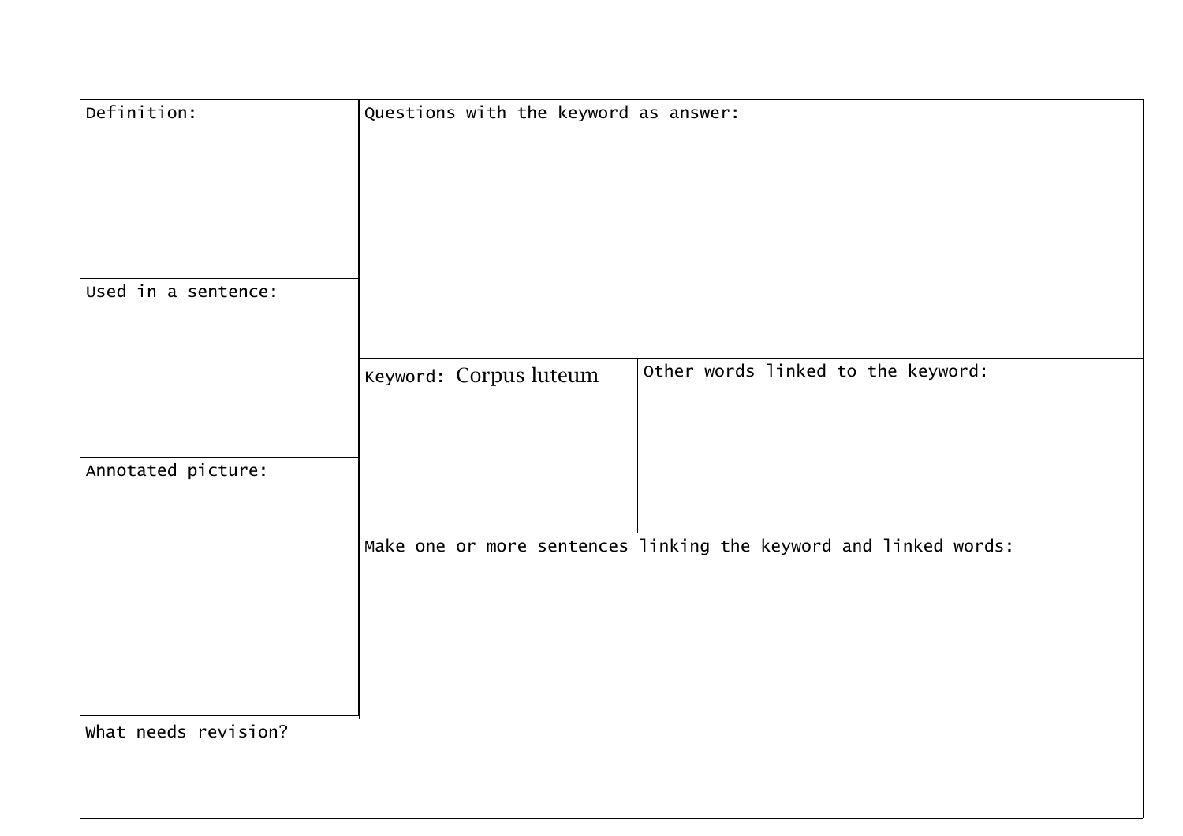Definition:

Used in a sentence:

Annotated picture:

Questions with the keyword as answer:

Keyword: Corpus luteum

Other words linked to the keyword:

Make one or more sentences linking the keyword and linked words:

What needs revision?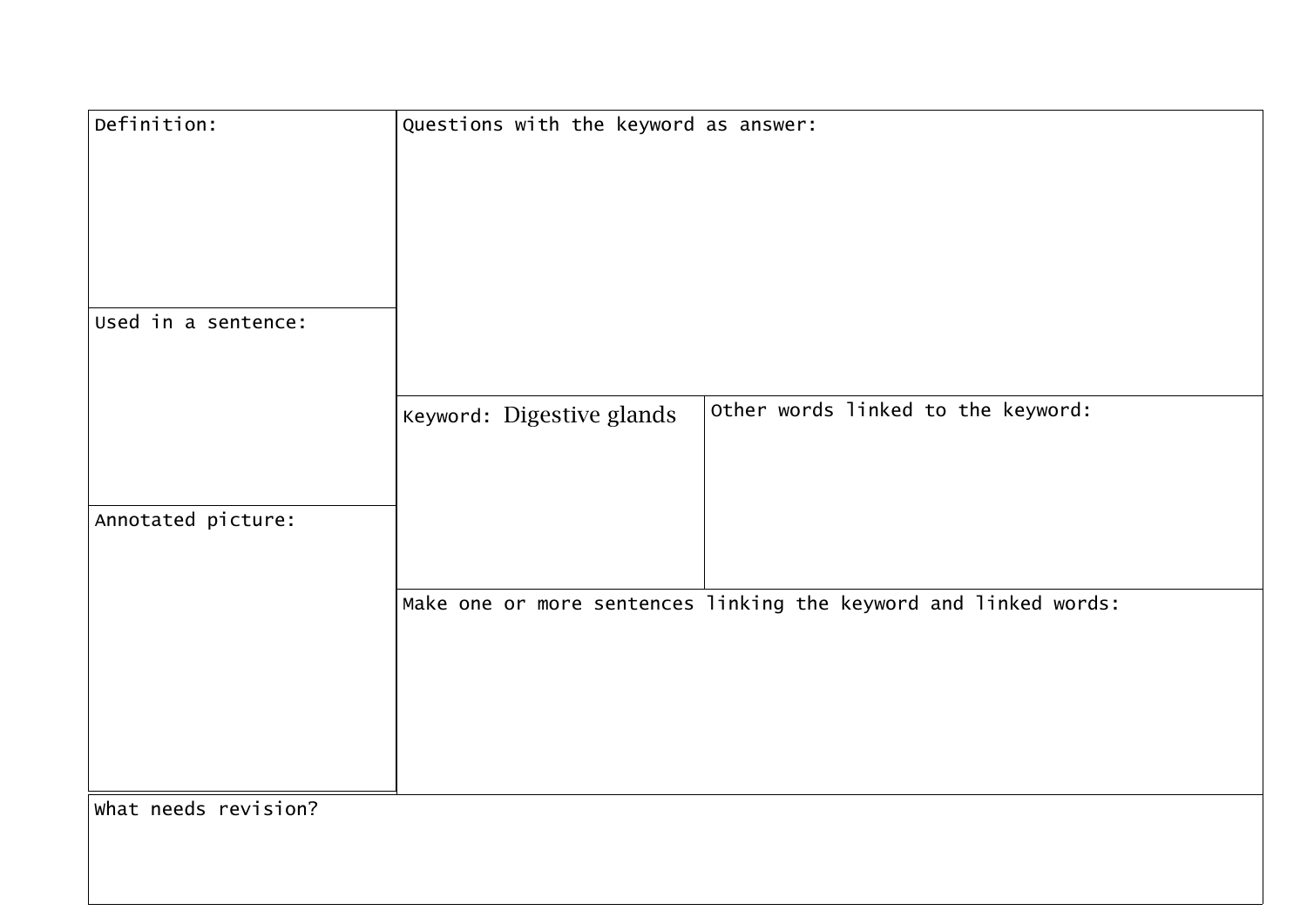| Definition: | Questions with the keyword as answer: | |
|---|---|---|
| Used in a sentence: | | |
| | Keyword: Digestive glands | Other words linked to the keyword: |
| Annotated picture: | | |
| | Make one or more sentences linking the keyword and linked words: | |
| What needs revision? | | |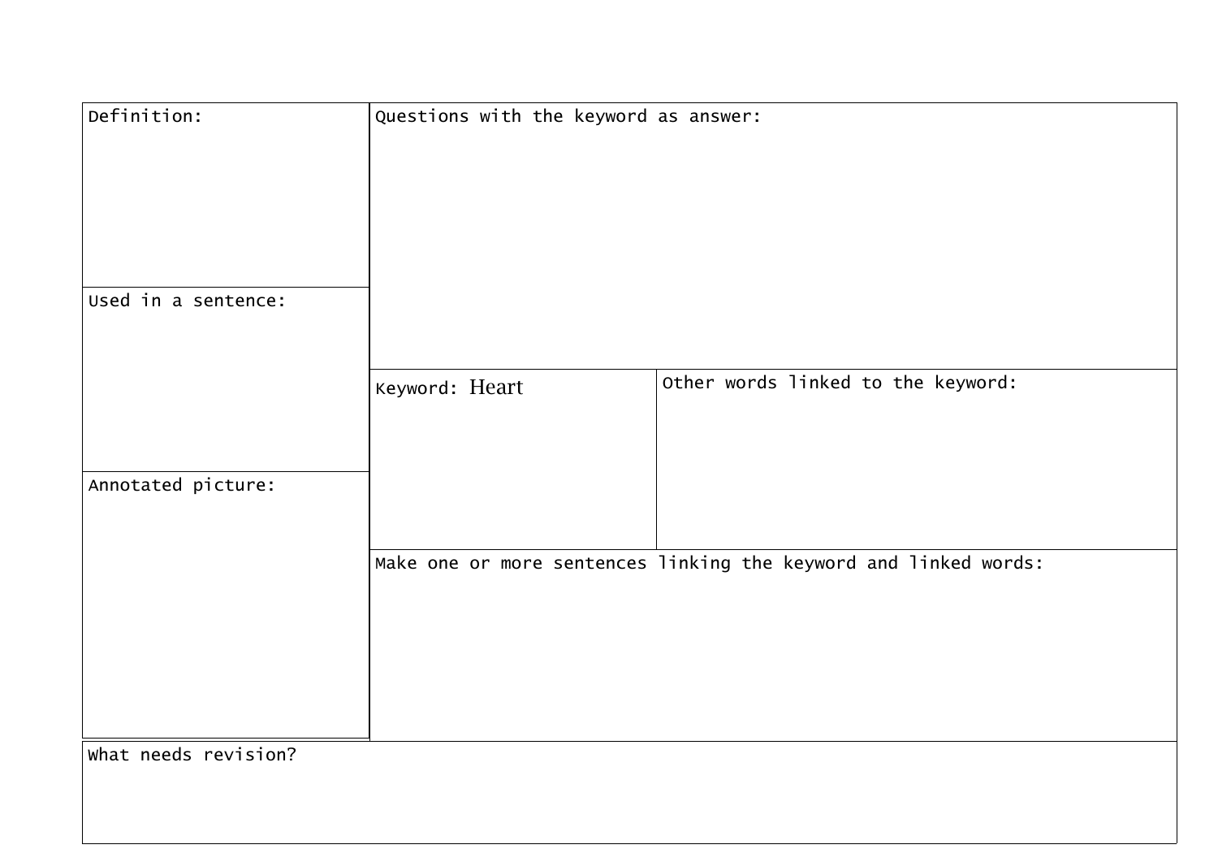Definition:

Used in a sentence:

Annotated picture:

Questions with the keyword as answer:

Keyword: Heart

Other words linked to the keyword:

Make one or more sentences linking the keyword and linked words:

What needs revision?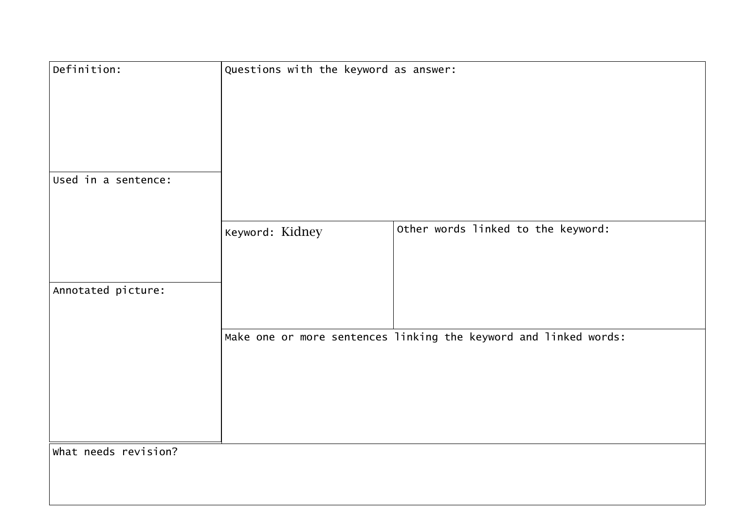Definition:

Questions with the keyword as answer:

Used in a sentence:

Keyword: Kidney

Other words linked to the keyword:

Annotated picture:

Make one or more sentences linking the keyword and linked words:

What needs revision?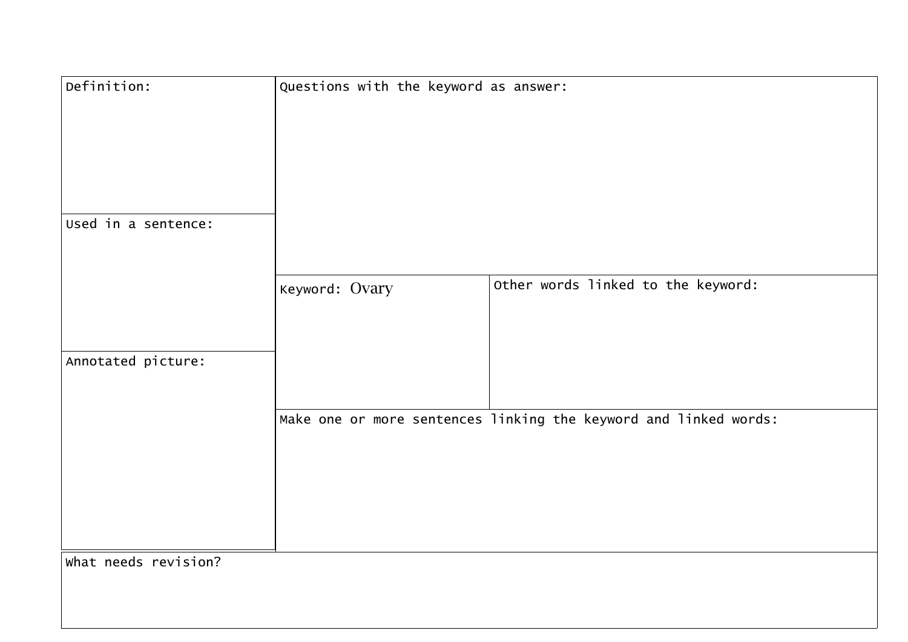Definition:

Used in a sentence:

Annotated picture:

Questions with the keyword as answer:

Keyword: Ovary

Other words linked to the keyword:

Make one or more sentences linking the keyword and linked words:

What needs revision?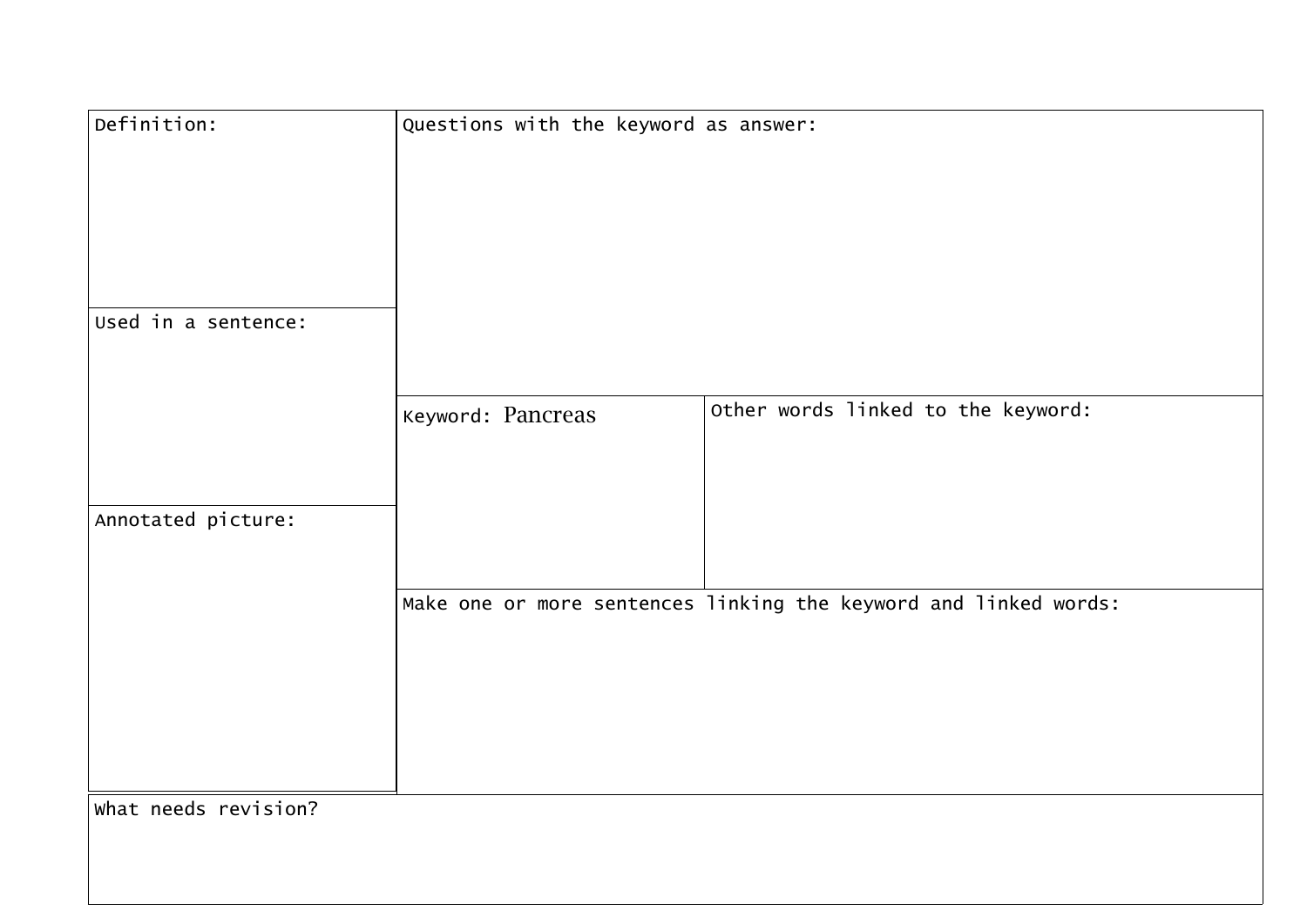| Definition: | Questions with the keyword as answer: | |
|---|---|---|
| Used in a sentence: | | |
| | Keyword: Pancreas | Other words linked to the keyword: |
| Annotated picture: | | |
| | Make one or more sentences linking the keyword and linked words: | |
| What needs revision? | | |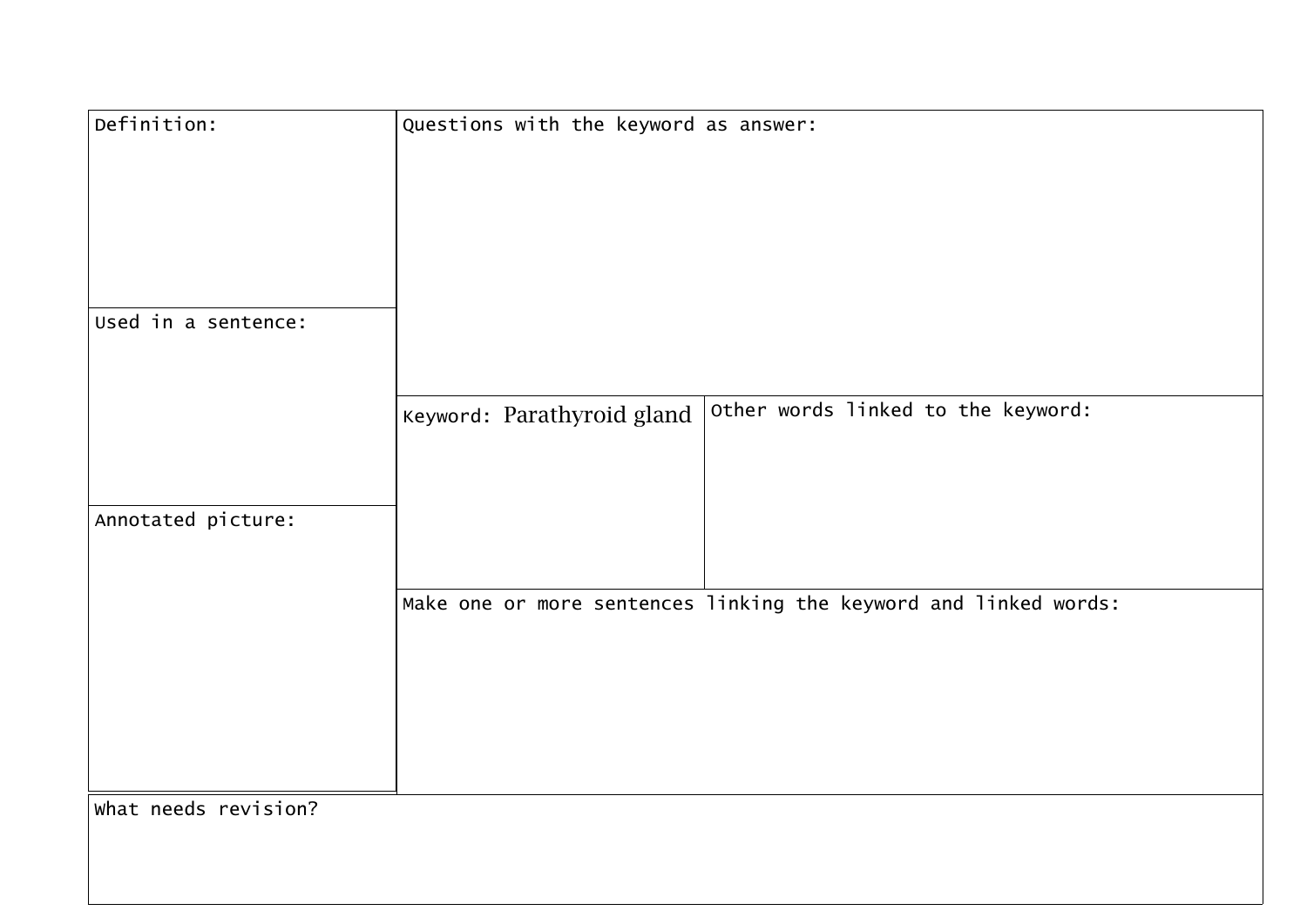| Definition: | Questions with the keyword as answer: | |
|---|---|---|
| Used in a sentence: | | |
| | Keyword: Parathyroid gland | Other words linked to the keyword: |
| Annotated picture: | Make one or more sentences linking the keyword and linked words: | |
| What needs revision? | | |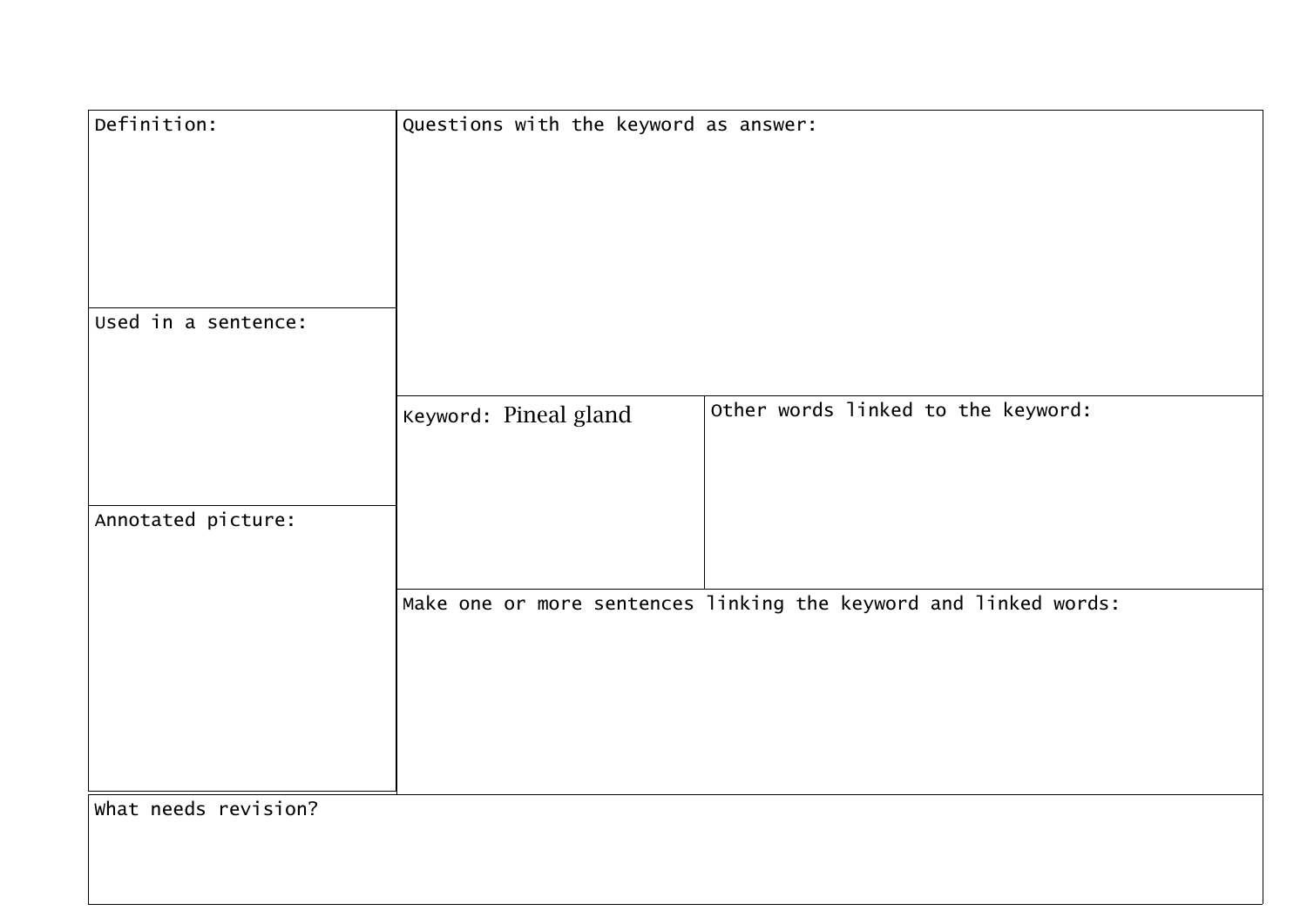| Definition: | Questions with the keyword as answer: | |
| --- | --- | --- |
| Used in a sentence: | | |
| | Keyword: Pineal gland | Other words linked to the keyword: |
| Annotated picture: | | |
| | Make one or more sentences linking the keyword and linked words: | |
| What needs revision? | | |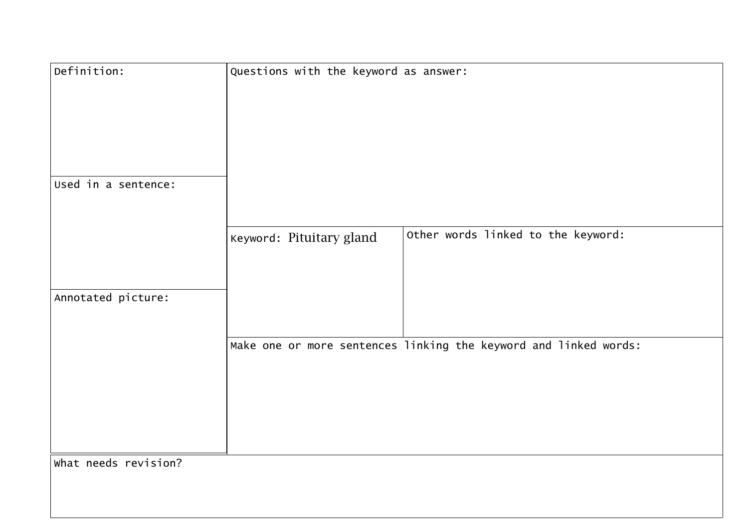| Definition: | Questions with the keyword as answer: | |
|---|---|---|
| Used in a sentence: | | |
| | Keyword: Pituitary gland | Other words linked to the keyword: |
| Annotated picture: | | |
| | Make one or more sentences linking the keyword and linked words: | |
| What needs revision? | | |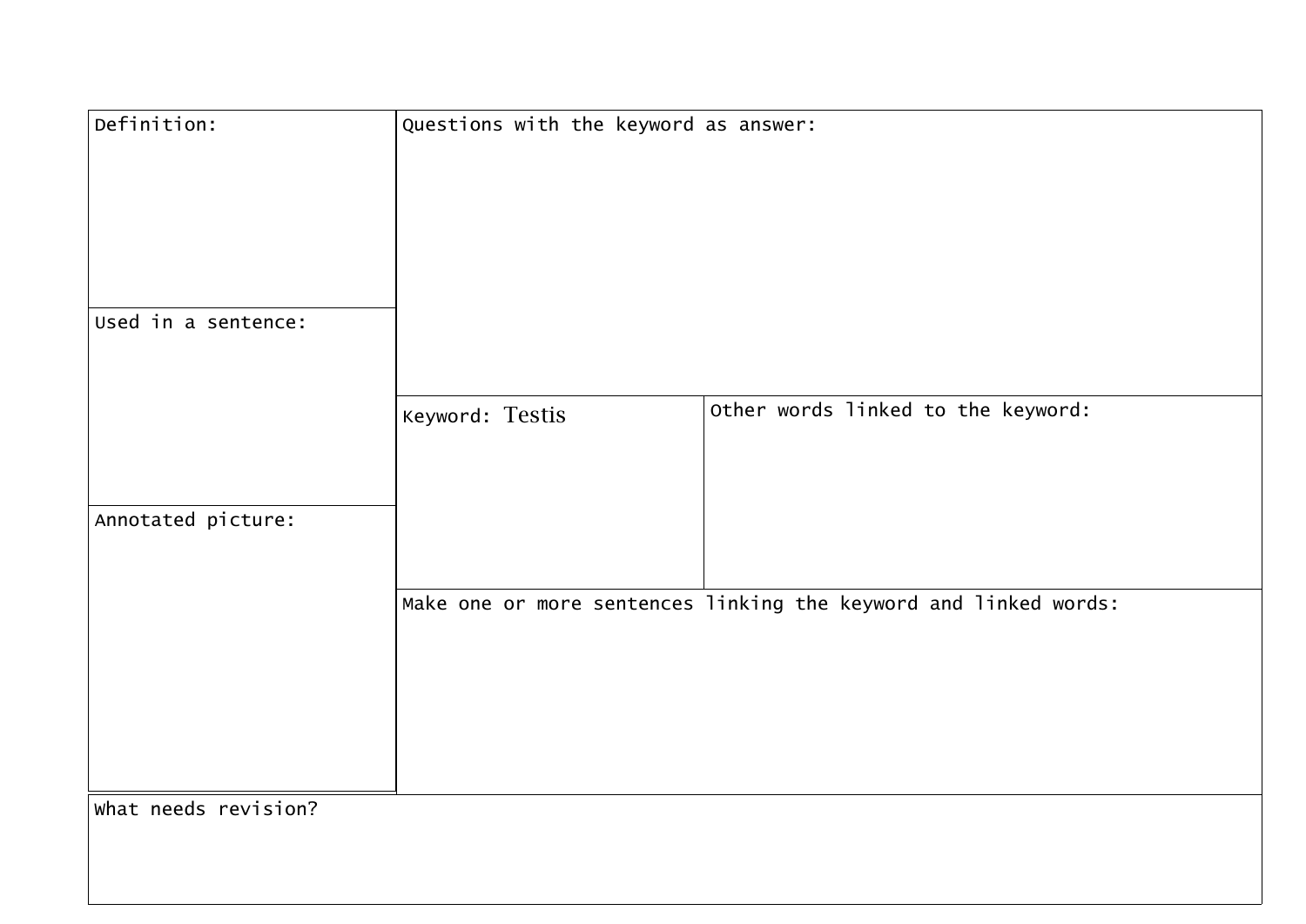| Definition: | Questions with the keyword as answer: | |
| --- | --- | --- |
| Used in a sentence: | | |
| | Keyword: Testis | Other words linked to the keyword: |
| Annotated picture: | | |
| | Make one or more sentences linking the keyword and linked words: | |
| What needs revision? | | |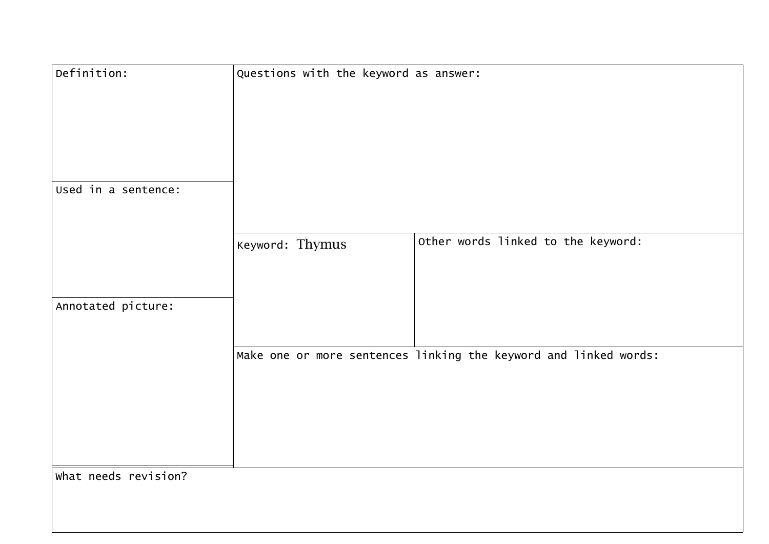| Definition: | Questions with the keyword as answer: | |
|---|---|---|
| Used in a sentence: | | |
| | Keyword: Thymus | Other words linked to the keyword: |
| Annotated picture: | | |
| | Make one or more sentences linking the keyword and linked words: | |
| What needs revision? | | |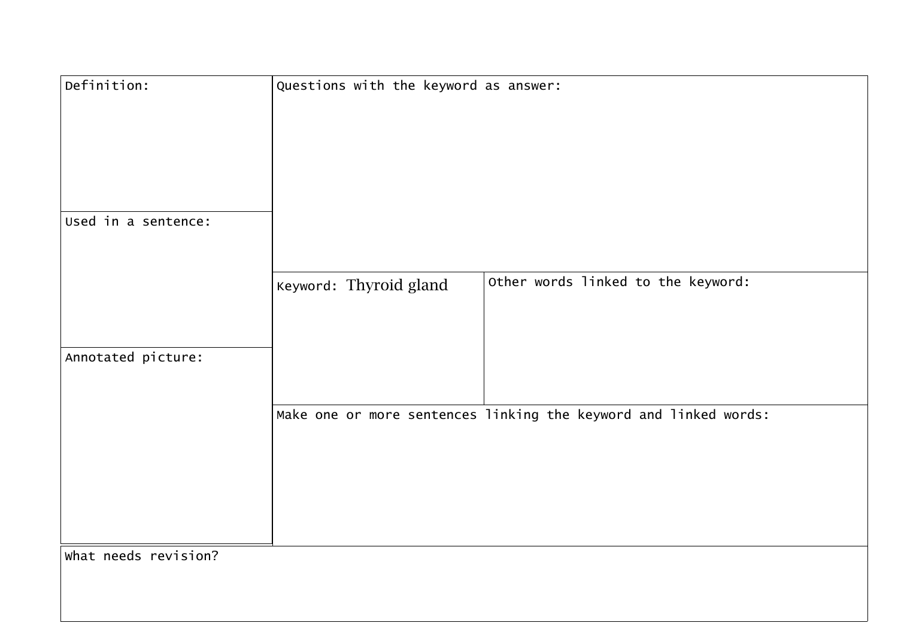| | | |
|---|---|---|
| Definition: | Questions with the keyword as answer: | |
| Used in a sentence: | | |
| | Keyword: Thyroid gland | Other words linked to the keyword: |
| Annotated picture: | | |
| | Make one or more sentences linking the keyword and linked words: | |
| What needs revision? | | |